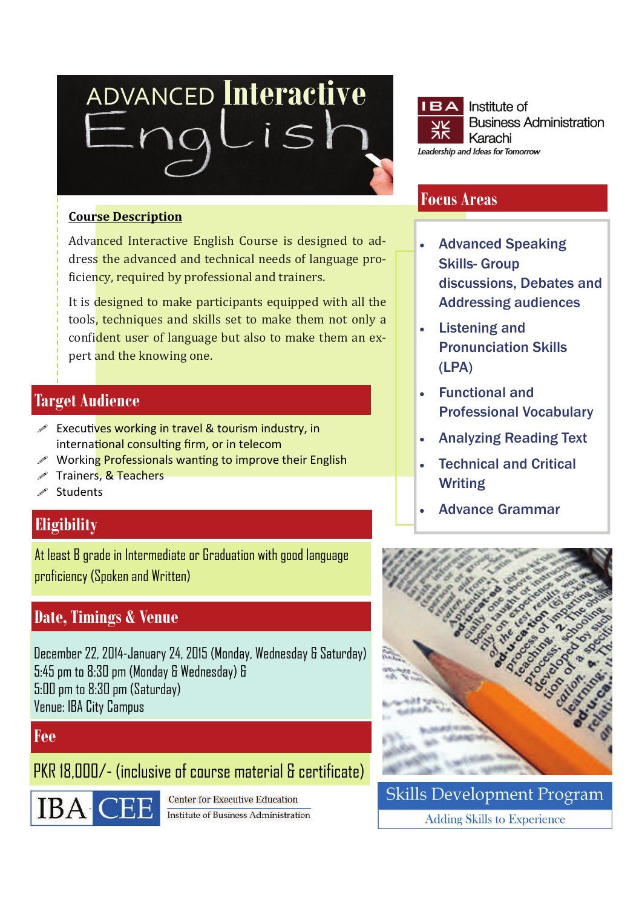# ADVANCED Interactive English

**IBA** Institute of Business Administration Karachi
*Leadership and Ideas for Tomorrow*

## Course Description

Advanced Interactive English Course is designed to address the advanced and technical needs of language proficiency, required by professional and trainers.

It is designed to make participants equipped with all the tools, techniques and skills set to make them not only a confident user of language but also to make them an expert and the knowing one.

## Focus Areas

- Advanced Speaking Skills- Group discussions, Debates and Addressing audiences
- Listening and Pronunciation Skills (LPA)
- Functional and Professional Vocabulary
- Analyzing Reading Text
- Technical and Critical Writing
- Advance Grammar

## Target Audience

- Executives working in travel & tourism industry, in international consulting firm, or in telecom
- Working Professionals wanting to improve their English
- Trainers, & Teachers
- Students

## Eligibility

At least B grade in Intermediate or Graduation with good language proficiency (Spoken and Written)

## Date, Timings & Venue

December 22, 2014-January 24, 2015 (Monday, Wednesday & Saturday)
5:45 pm to 8:30 pm (Monday & Wednesday) &
5:00 pm to 8:30 pm (Saturday)
Venue: IBA City Campus

## Fee

PKR 18,000/- (inclusive of course material & certificate)

IBA CEE — Center for Executive Education, Institute of Business Administration

**Skills Development Program**
Adding Skills to Experience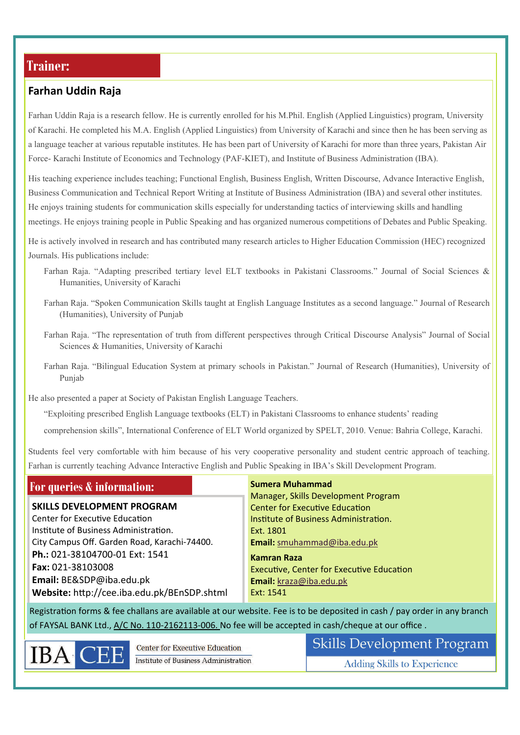## Trainer:

### Farhan Uddin Raja

Farhan Uddin Raja is a research fellow. He is currently enrolled for his M.Phil. English (Applied Linguistics) program, University of Karachi. He completed his M.A. English (Applied Linguistics) from University of Karachi and since then he has been serving as a language teacher at various reputable institutes. He has been part of University of Karachi for more than three years, Pakistan Air Force- Karachi Institute of Economics and Technology (PAF-KIET), and Institute of Business Administration (IBA).

His teaching experience includes teaching; Functional English, Business English, Written Discourse, Advance Interactive English, Business Communication and Technical Report Writing at Institute of Business Administration (IBA) and several other institutes. He enjoys training students for communication skills especially for understanding tactics of interviewing skills and handling meetings. He enjoys training people in Public Speaking and has organized numerous competitions of Debates and Public Speaking.

He is actively involved in research and has contributed many research articles to Higher Education Commission (HEC) recognized Journals. His publications include:

Farhan Raja. "Adapting prescribed tertiary level ELT textbooks in Pakistani Classrooms." Journal of Social Sciences & Humanities, University of Karachi

Farhan Raja. "Spoken Communication Skills taught at English Language Institutes as a second language." Journal of Research (Humanities), University of Punjab

Farhan Raja. "The representation of truth from different perspectives through Critical Discourse Analysis" Journal of Social Sciences & Humanities, University of Karachi

Farhan Raja. "Bilingual Education System at primary schools in Pakistan." Journal of Research (Humanities), University of Punjab

He also presented a paper at Society of Pakistan English Language Teachers.

"Exploiting prescribed English Language textbooks (ELT) in Pakistani Classrooms to enhance students' reading comprehension skills", International Conference of ELT World organized by SPELT, 2010. Venue: Bahria College, Karachi.

Students feel very comfortable with him because of his very cooperative personality and student centric approach of teaching. Farhan is currently teaching Advance Interactive English and Public Speaking in IBA's Skill Development Program.

## For queries & information:

**SKILLS DEVELOPMENT PROGRAM**
Center for Executive Education
Institute of Business Administration.
City Campus Off. Garden Road, Karachi-74400.
**Ph.:** 021-38104700-01 Ext: 1541
**Fax:** 021-38103008
**Email:** BE&SDP@iba.edu.pk
**Website:** http://cee.iba.edu.pk/BEnSDP.shtml

**Sumera Muhammad**
Manager, Skills Development Program
Center for Executive Education
Institute of Business Administration.
Ext. 1801
**Email:** smuhammad@iba.edu.pk

**Kamran Raza**
Executive, Center for Executive Education
**Email:** kraza@iba.edu.pk
Ext: 1541

Registration forms & fee challans are available at our website. Fee is to be deposited in cash / pay order in any branch of FAYSAL BANK Ltd., A/C No. 110-2162113-006. No fee will be accepted in cash/cheque at our office .

IBA CEE — Center for Executive Education, Institute of Business Administration

Skills Development Program
Adding Skills to Experience